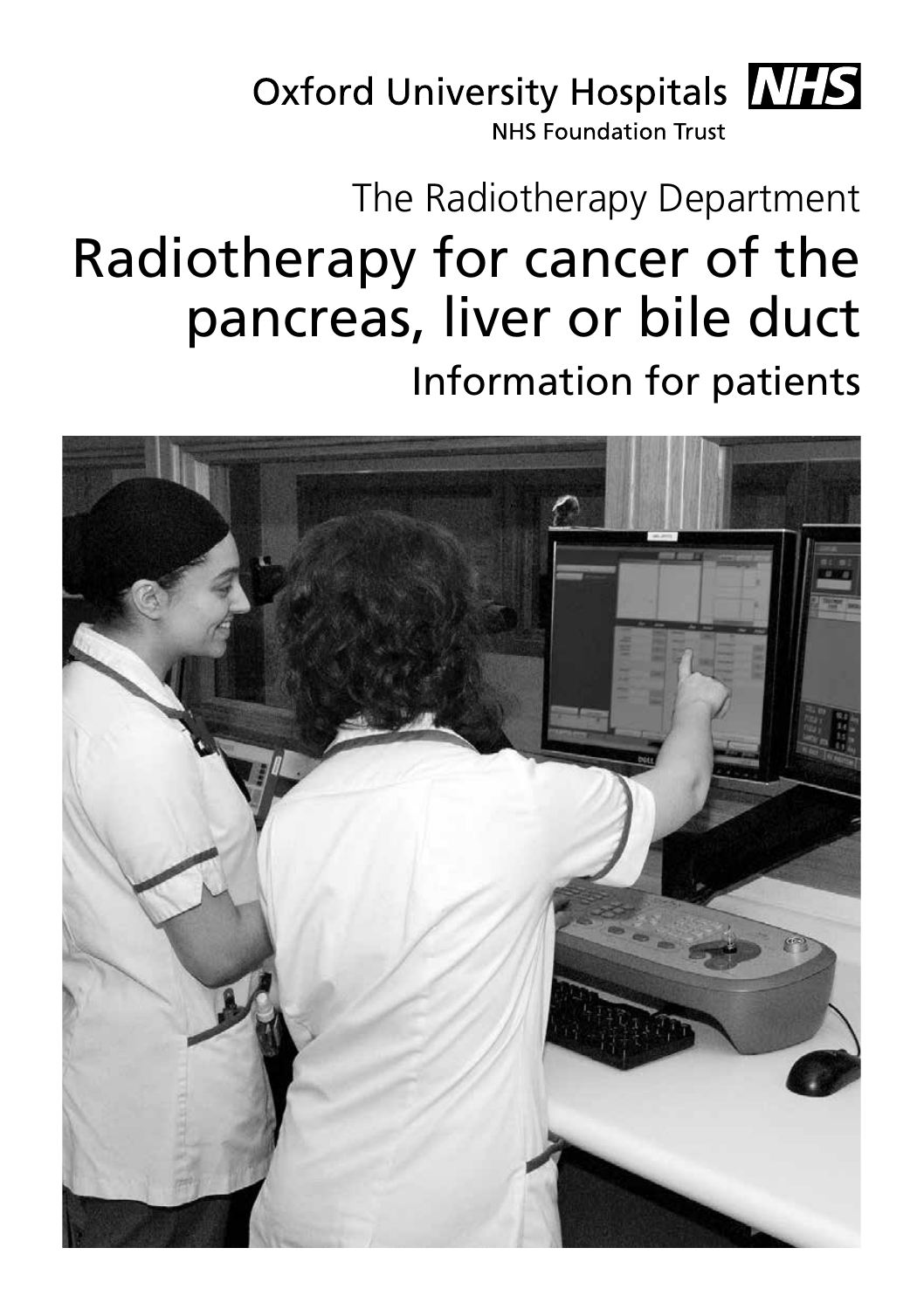Oxford University Hospitals NHS

NHS Foundation Trust

The Radiotherapy Department

# Radiotherapy for cancer of the pancreas, liver or bile duct

## Information for patients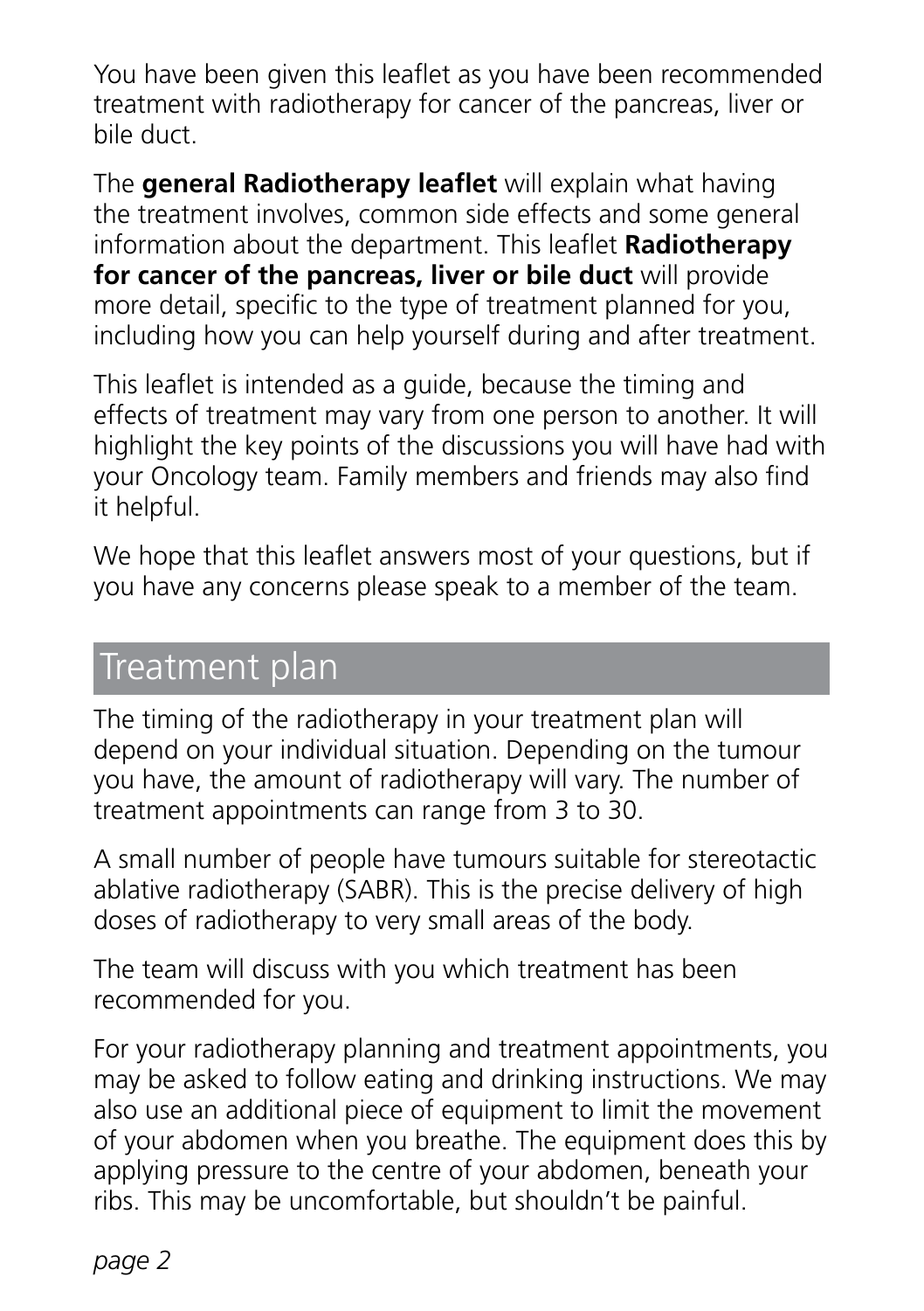You have been given this leaflet as you have been recommended treatment with radiotherapy for cancer of the pancreas, liver or bile duct.

The **general Radiotherapy leaflet** will explain what having the treatment involves, common side effects and some general information about the department. This leaflet **Radiotherapy for cancer of the pancreas, liver or bile duct** will provide more detail, specific to the type of treatment planned for you, including how you can help yourself during and after treatment.

This leaflet is intended as a guide, because the timing and effects of treatment may vary from one person to another. It will highlight the key points of the discussions you will have had with your Oncology team. Family members and friends may also find it helpful.

We hope that this leaflet answers most of your questions, but if you have any concerns please speak to a member of the team.

## Treatment plan

The timing of the radiotherapy in your treatment plan will depend on your individual situation. Depending on the tumour you have, the amount of radiotherapy will vary. The number of treatment appointments can range from 3 to 30.

A small number of people have tumours suitable for stereotactic ablative radiotherapy (SABR). This is the precise delivery of high doses of radiotherapy to very small areas of the body.

The team will discuss with you which treatment has been recommended for you.

For your radiotherapy planning and treatment appointments, you may be asked to follow eating and drinking instructions. We may also use an additional piece of equipment to limit the movement of your abdomen when you breathe. The equipment does this by applying pressure to the centre of your abdomen, beneath your ribs. This may be uncomfortable, but shouldn't be painful.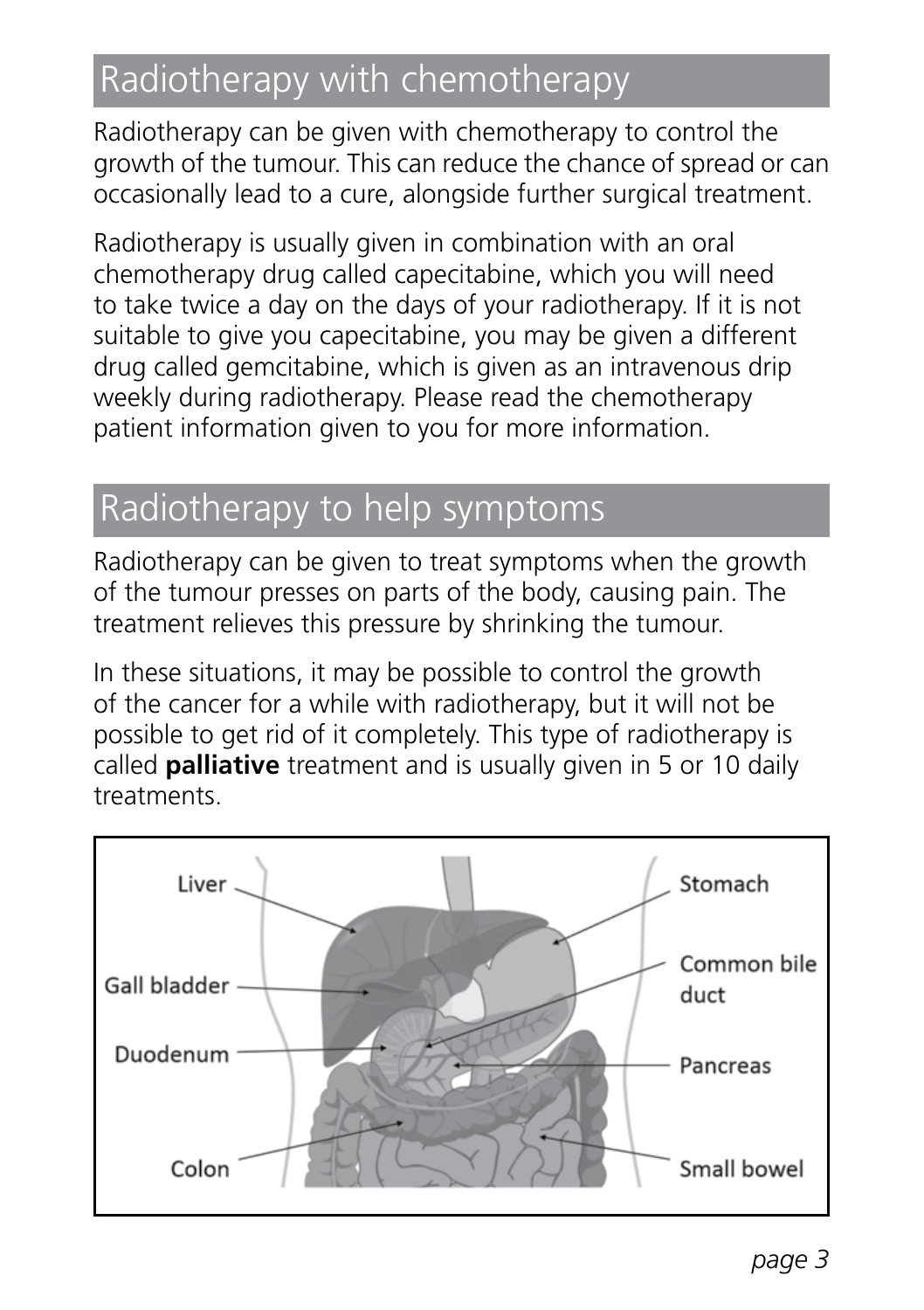## Radiotherapy with chemotherapy

Radiotherapy can be given with chemotherapy to control the growth of the tumour. This can reduce the chance of spread or can occasionally lead to a cure, alongside further surgical treatment.

Radiotherapy is usually given in combination with an oral chemotherapy drug called capecitabine, which you will need to take twice a day on the days of your radiotherapy. If it is not suitable to give you capecitabine, you may be given a different drug called gemcitabine, which is given as an intravenous drip weekly during radiotherapy. Please read the chemotherapy patient information given to you for more information.

## Radiotherapy to help symptoms

Radiotherapy can be given to treat symptoms when the growth of the tumour presses on parts of the body, causing pain. The treatment relieves this pressure by shrinking the tumour.

In these situations, it may be possible to control the growth of the cancer for a while with radiotherapy, but it will not be possible to get rid of it completely. This type of radiotherapy is called **palliative** treatment and is usually given in 5 or 10 daily treatments.

Liver, Gall bladder, Duodenum, Colon, Stomach, Common bile duct, Pancreas, Small bowel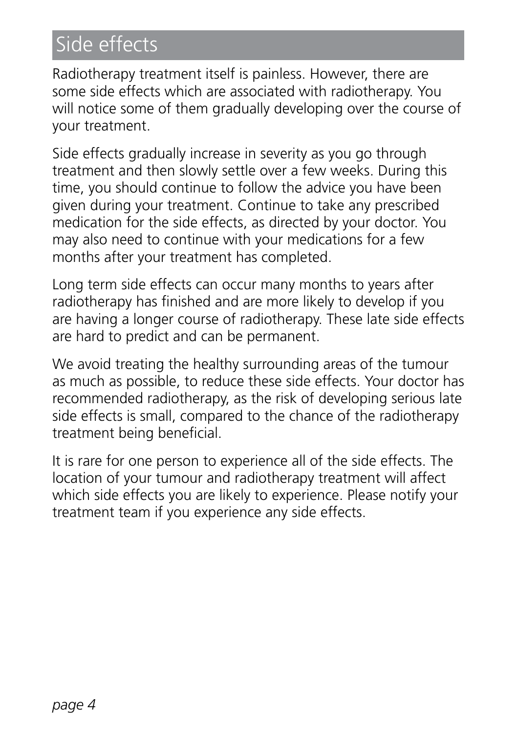# Side effects

Radiotherapy treatment itself is painless. However, there are some side effects which are associated with radiotherapy. You will notice some of them gradually developing over the course of your treatment.

Side effects gradually increase in severity as you go through treatment and then slowly settle over a few weeks. During this time, you should continue to follow the advice you have been given during your treatment. Continue to take any prescribed medication for the side effects, as directed by your doctor. You may also need to continue with your medications for a few months after your treatment has completed.

Long term side effects can occur many months to years after radiotherapy has finished and are more likely to develop if you are having a longer course of radiotherapy. These late side effects are hard to predict and can be permanent.

We avoid treating the healthy surrounding areas of the tumour as much as possible, to reduce these side effects. Your doctor has recommended radiotherapy, as the risk of developing serious late side effects is small, compared to the chance of the radiotherapy treatment being beneficial.

It is rare for one person to experience all of the side effects. The location of your tumour and radiotherapy treatment will affect which side effects you are likely to experience. Please notify your treatment team if you experience any side effects.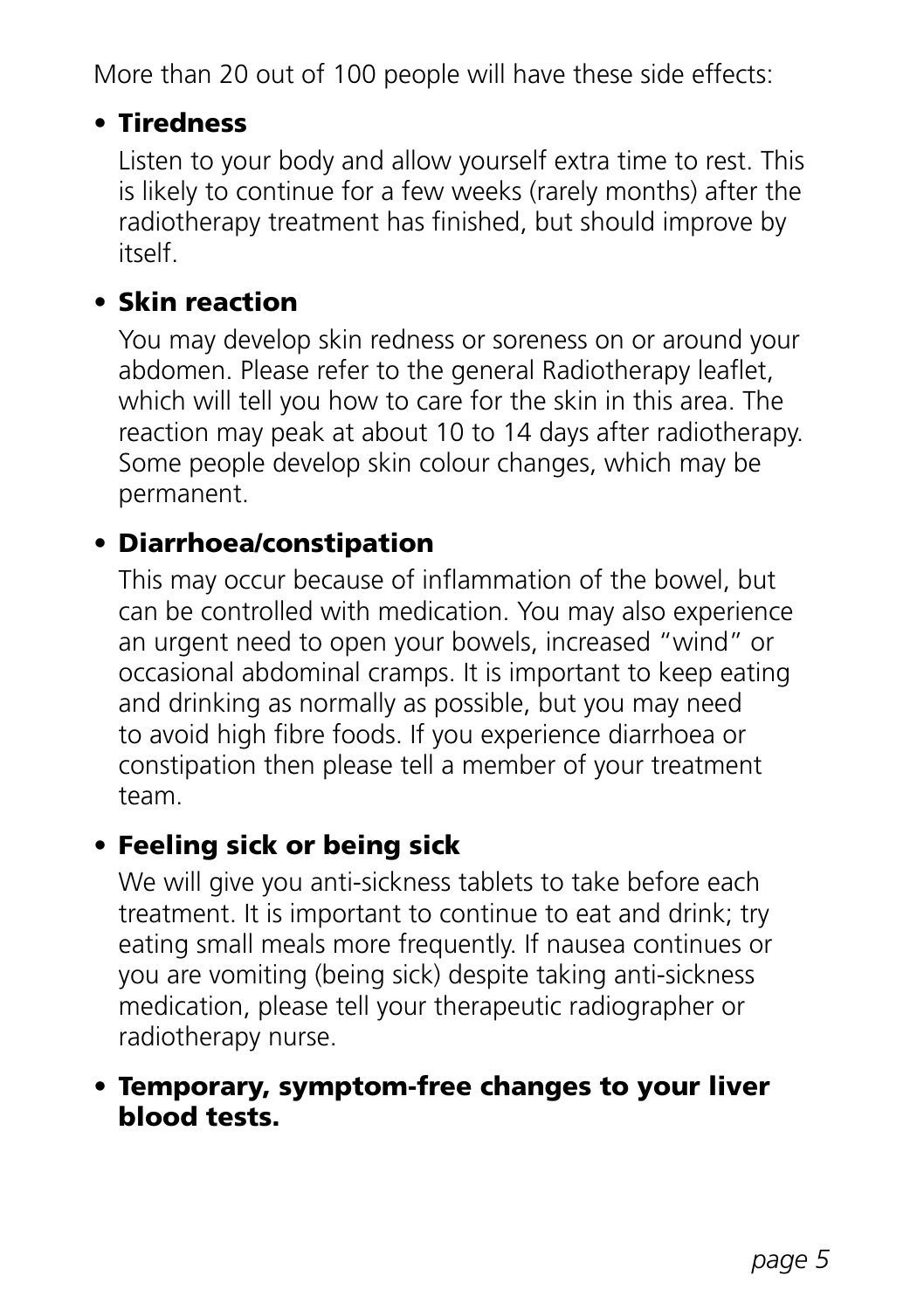More than 20 out of 100 people will have these side effects:

- **Tiredness**

  Listen to your body and allow yourself extra time to rest. This is likely to continue for a few weeks (rarely months) after the radiotherapy treatment has finished, but should improve by itself.

- **Skin reaction**

  You may develop skin redness or soreness on or around your abdomen. Please refer to the general Radiotherapy leaflet, which will tell you how to care for the skin in this area. The reaction may peak at about 10 to 14 days after radiotherapy. Some people develop skin colour changes, which may be permanent.

- **Diarrhoea/constipation**

  This may occur because of inflammation of the bowel, but can be controlled with medication. You may also experience an urgent need to open your bowels, increased "wind" or occasional abdominal cramps. It is important to keep eating and drinking as normally as possible, but you may need to avoid high fibre foods. If you experience diarrhoea or constipation then please tell a member of your treatment team.

- **Feeling sick or being sick**

  We will give you anti-sickness tablets to take before each treatment. It is important to continue to eat and drink; try eating small meals more frequently. If nausea continues or you are vomiting (being sick) despite taking anti-sickness medication, please tell your therapeutic radiographer or radiotherapy nurse.

- **Temporary, symptom-free changes to your liver blood tests.**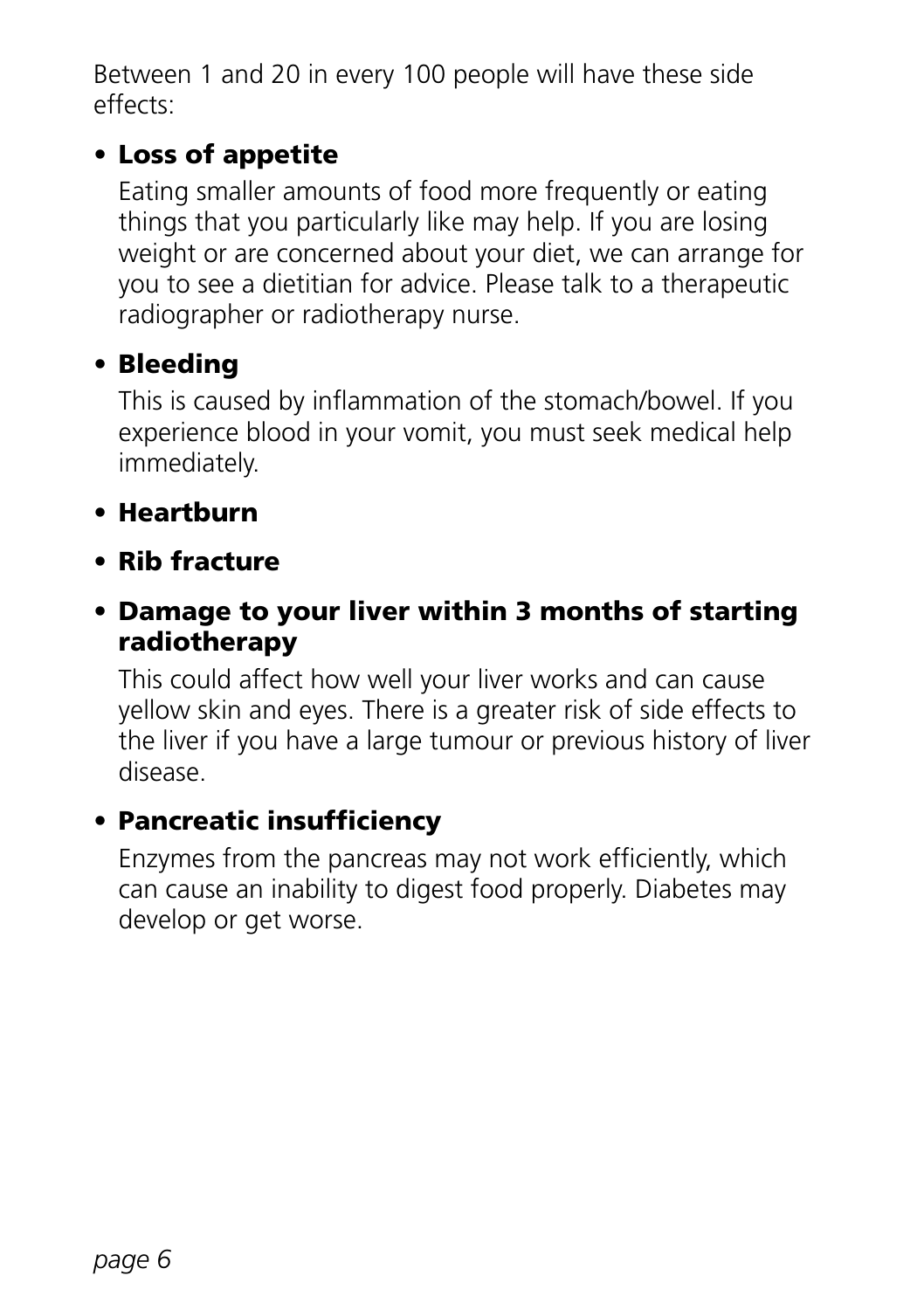Between 1 and 20 in every 100 people will have these side effects:

- **Loss of appetite**

  Eating smaller amounts of food more frequently or eating things that you particularly like may help. If you are losing weight or are concerned about your diet, we can arrange for you to see a dietitian for advice. Please talk to a therapeutic radiographer or radiotherapy nurse.

- **Bleeding**

  This is caused by inflammation of the stomach/bowel. If you experience blood in your vomit, you must seek medical help immediately.

- **Heartburn**

- **Rib fracture**

- **Damage to your liver within 3 months of starting radiotherapy**

  This could affect how well your liver works and can cause yellow skin and eyes. There is a greater risk of side effects to the liver if you have a large tumour or previous history of liver disease.

- **Pancreatic insufficiency**

  Enzymes from the pancreas may not work efficiently, which can cause an inability to digest food properly. Diabetes may develop or get worse.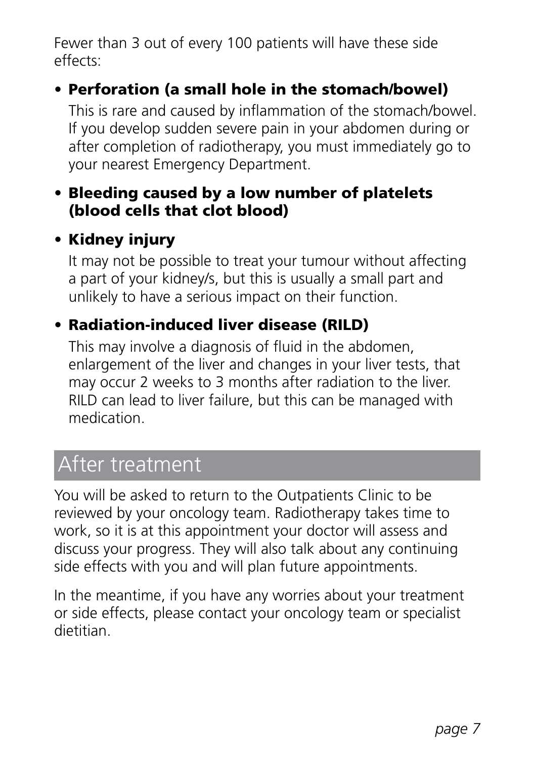Fewer than 3 out of every 100 patients will have these side effects:

- **Perforation (a small hole in the stomach/bowel)**

  This is rare and caused by inflammation of the stomach/bowel. If you develop sudden severe pain in your abdomen during or after completion of radiotherapy, you must immediately go to your nearest Emergency Department.

- **Bleeding caused by a low number of platelets (blood cells that clot blood)**

- **Kidney injury**

  It may not be possible to treat your tumour without affecting a part of your kidney/s, but this is usually a small part and unlikely to have a serious impact on their function.

- **Radiation-induced liver disease (RILD)**

  This may involve a diagnosis of fluid in the abdomen, enlargement of the liver and changes in your liver tests, that may occur 2 weeks to 3 months after radiation to the liver. RILD can lead to liver failure, but this can be managed with medication.

## After treatment

You will be asked to return to the Outpatients Clinic to be reviewed by your oncology team. Radiotherapy takes time to work, so it is at this appointment your doctor will assess and discuss your progress. They will also talk about any continuing side effects with you and will plan future appointments.

In the meantime, if you have any worries about your treatment or side effects, please contact your oncology team or specialist dietitian.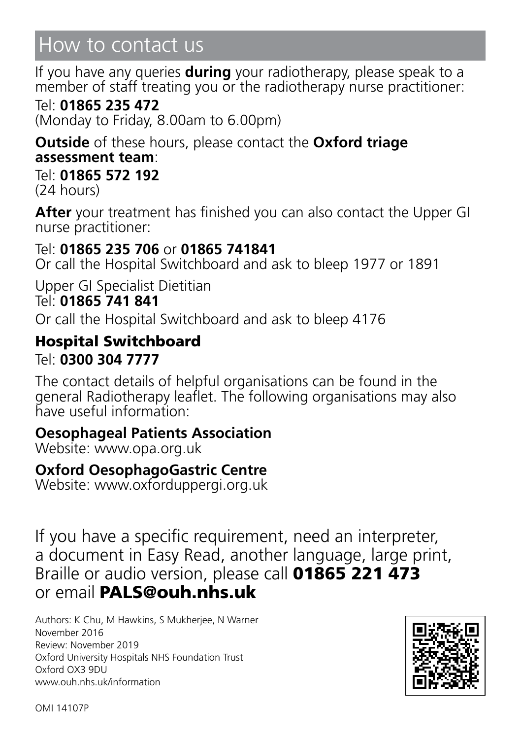## How to contact us

If you have any queries **during** your radiotherapy, please speak to a member of staff treating you or the radiotherapy nurse practitioner:

Tel: **01865 235 472**
(Monday to Friday, 8.00am to 6.00pm)

**Outside** of these hours, please contact the **Oxford triage assessment team**:

Tel: **01865 572 192**
(24 hours)

**After** your treatment has finished you can also contact the Upper GI nurse practitioner:

Tel: **01865 235 706** or **01865 741841**
Or call the Hospital Switchboard and ask to bleep 1977 or 1891

Upper GI Specialist Dietitian
Tel: **01865 741 841**
Or call the Hospital Switchboard and ask to bleep 4176

### Hospital Switchboard

Tel: **0300 304 7777**

The contact details of helpful organisations can be found in the general Radiotherapy leaflet. The following organisations may also have useful information:

**Oesophageal Patients Association**
Website: www.opa.org.uk

**Oxford OesophagoGastric Centre**
Website: www.oxforduppergi.org.uk

If you have a specific requirement, need an interpreter, a document in Easy Read, another language, large print, Braille or audio version, please call **01865 221 473** or email **PALS@ouh.nhs.uk**

Authors: K Chu, M Hawkins, S Mukherjee, N Warner
November 2016
Review: November 2019
Oxford University Hospitals NHS Foundation Trust
Oxford OX3 9DU
www.ouh.nhs.uk/information

OMI 14107P